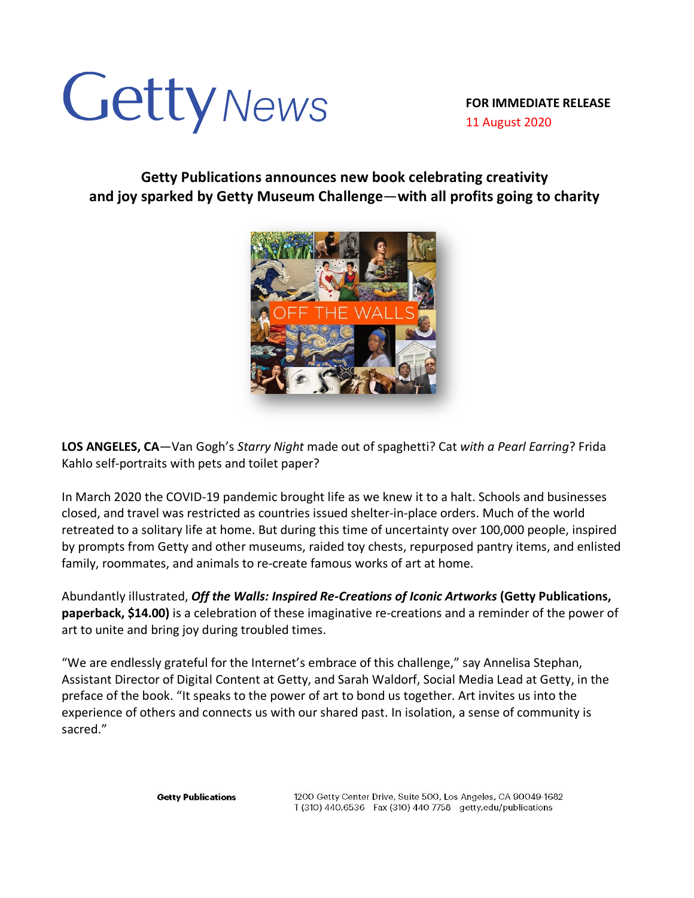Getty News

**FOR IMMEDIATE RELEASE**
11 August 2020

## Getty Publications announces new book celebrating creativity and joy sparked by Getty Museum Challenge—with all profits going to charity

**LOS ANGELES, CA**—Van Gogh's *Starry Night* made out of spaghetti? Cat *with a Pearl Earring*? Frida Kahlo self-portraits with pets and toilet paper?

In March 2020 the COVID-19 pandemic brought life as we knew it to a halt. Schools and businesses closed, and travel was restricted as countries issued shelter-in-place orders. Much of the world retreated to a solitary life at home. But during this time of uncertainty over 100,000 people, inspired by prompts from Getty and other museums, raided toy chests, repurposed pantry items, and enlisted family, roommates, and animals to re-create famous works of art at home.

Abundantly illustrated, ***Off the Walls: Inspired Re-Creations of Iconic Artworks*** **(Getty Publications, paperback, $14.00)** is a celebration of these imaginative re-creations and a reminder of the power of art to unite and bring joy during troubled times.

"We are endlessly grateful for the Internet's embrace of this challenge," say Annelisa Stephan, Assistant Director of Digital Content at Getty, and Sarah Waldorf, Social Media Lead at Getty, in the preface of the book. "It speaks to the power of art to bond us together. Art invites us into the experience of others and connects us with our shared past. In isolation, a sense of community is sacred."

**Getty Publications** 1200 Getty Center Drive, Suite 500, Los Angeles, CA 90049-1682
T (310) 440.6536 Fax (310) 440 7758 getty.edu/publications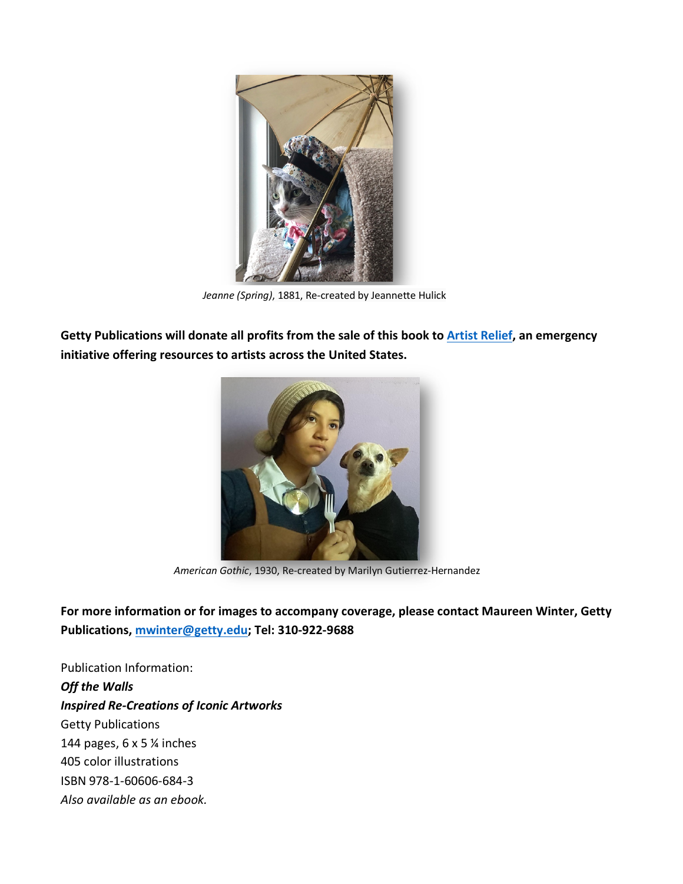*Jeanne (Spring)*, 1881, Re-created by Jeannette Hulick

**Getty Publications will donate all profits from the sale of this book to [Artist Relief](), an emergency initiative offering resources to artists across the United States.**

*American Gothic*, 1930, Re-created by Marilyn Gutierrez-Hernandez

**For more information or for images to accompany coverage, please contact Maureen Winter, Getty Publications, mwinter@getty.edu; Tel: 310-922-9688**

Publication Information:
***Off the Walls***
***Inspired Re-Creations of Iconic Artworks***
Getty Publications
144 pages, 6 x 5 ¼ inches
405 color illustrations
ISBN 978-1-60606-684-3
*Also available as an ebook.*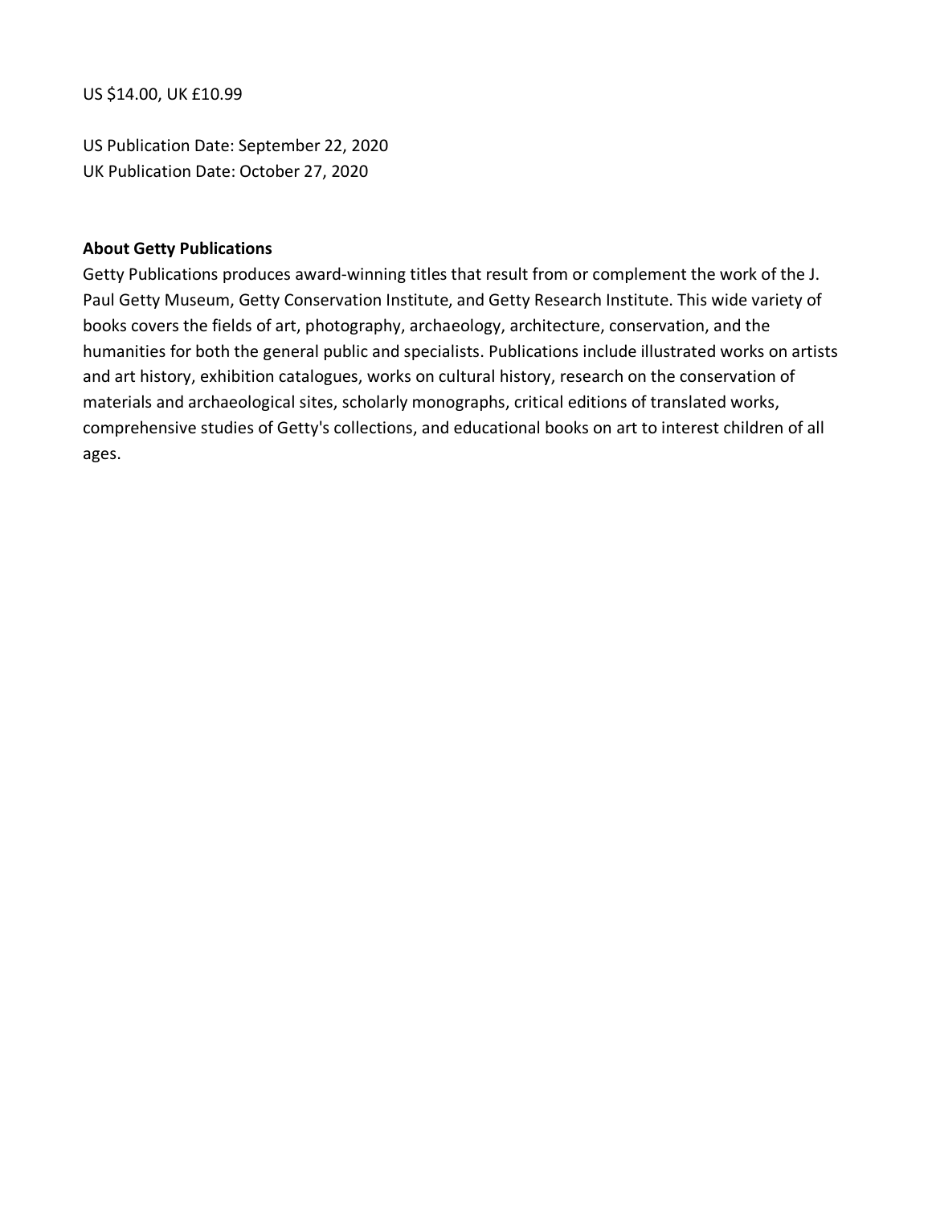US $14.00, UK £10.99

US Publication Date: September 22, 2020
UK Publication Date: October 27, 2020

**About Getty Publications**
Getty Publications produces award-winning titles that result from or complement the work of the J. Paul Getty Museum, Getty Conservation Institute, and Getty Research Institute. This wide variety of books covers the fields of art, photography, archaeology, architecture, conservation, and the humanities for both the general public and specialists. Publications include illustrated works on artists and art history, exhibition catalogues, works on cultural history, research on the conservation of materials and archaeological sites, scholarly monographs, critical editions of translated works, comprehensive studies of Getty's collections, and educational books on art to interest children of all ages.